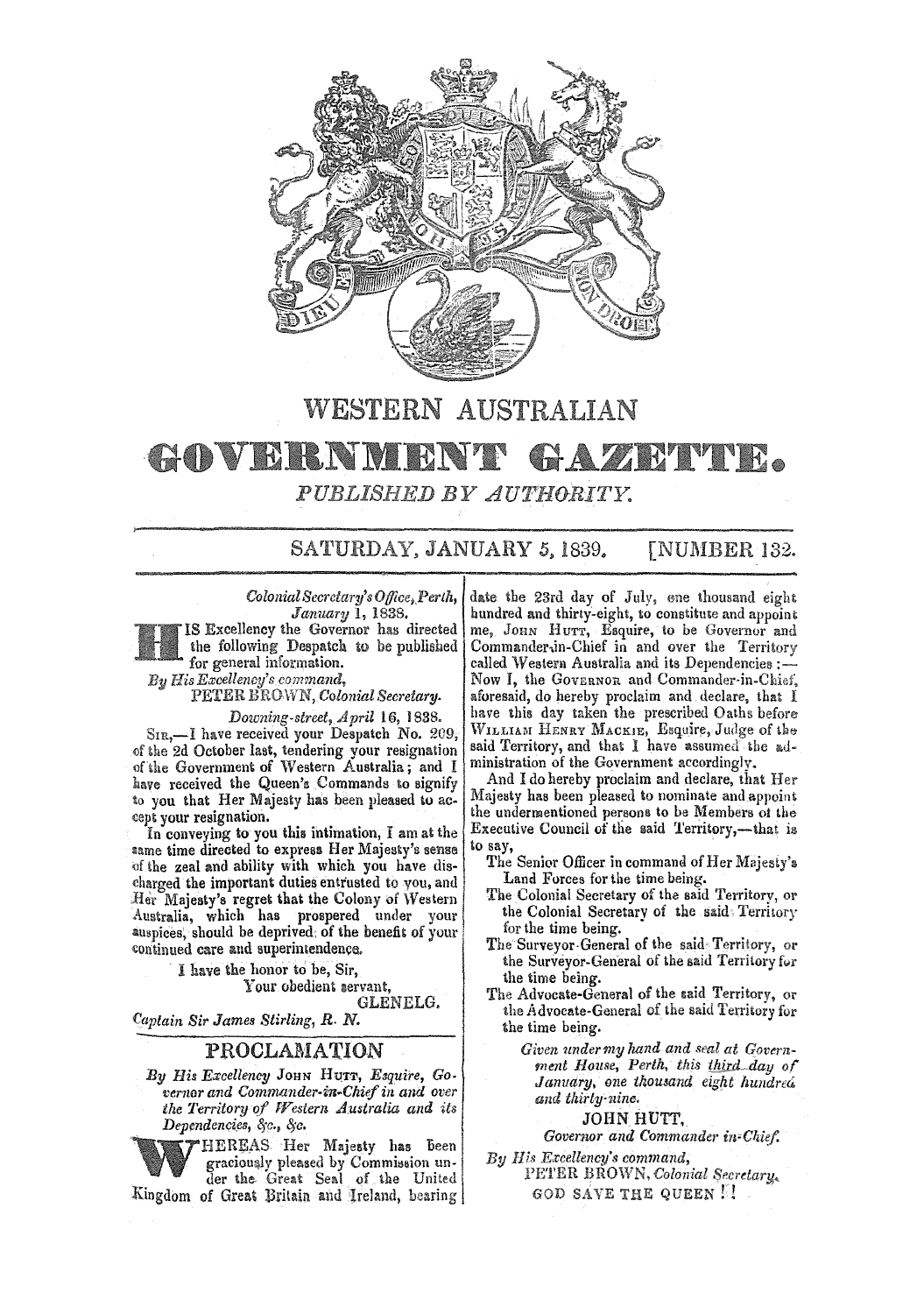# WESTERN AUSTRALIAN

# GOVERNMENT GAZETTE.

*PUBLISHED BY AUTHORITY.*

SATURDAY, JANUARY 5, 1839. [NUMBER 132.

*Colonial Secretary's Office, Perth, January 1, 1838.*

HIS Excellency the Governor has directed the following Despatch to be published for general information.

*By His Excellency's command,*
PETER BROWN, *Colonial Secretary.*

*Downing-street, April 16, 1838.*

SIR,—I have received your Despatch No. 209, of the 2d October last, tendering your resignation of the Government of Western Australia; and I have received the Queen's Commands to signify to you that Her Majesty has been pleased to accept your resignation.

In conveying to you this intimation, I am at the same time directed to express Her Majesty's sense of the zeal and ability with which you have discharged the important duties entrusted to you, and Her Majesty's regret that the Colony of Western Australia, which has prospered under your auspices, should be deprived of the benefit of your continued care and superintendence.

I have the honor to be, Sir,
Your obedient servant,
GLENELG.

*Captain Sir James Stirling, R. N.*

## PROCLAMATION

*By His Excellency* JOHN HUTT, *Esquire, Governor and Commander-in-Chief in and over the Territory of Western Australia and its Dependencies, &c., &c.*

WHEREAS Her Majesty has been graciously pleased by Commission under the Great Seal of the United Kingdom of Great Britain and Ireland, bearing date the 23rd day of July, one thousand eight hundred and thirty-eight, to constitute and appoint me, JOHN HUTT, Esquire, to be Governor and Commander-in-Chief in and over the Territory called Western Australia and its Dependencies:—Now I, the GOVERNOR and Commander-in-Chief, aforesaid, do hereby proclaim and declare, that I have this day taken the prescribed Oaths before WILLIAM HENRY MACKIE, Esquire, Judge of the said Territory, and that I have assumed the administration of the Government accordingly.

And I do hereby proclaim and declare, that Her Majesty has been pleased to nominate and appoint the undermentioned persons to be Members of the Executive Council of the said Territory,—that is to say,

- The Senior Officer in command of Her Majesty's Land Forces for the time being.
- The Colonial Secretary of the said Territory, or the Colonial Secretary of the said Territory for the time being.
- The Surveyor-General of the said Territory, or the Surveyor-General of the said Territory for the time being.
- The Advocate-General of the said Territory, or the Advocate-General of the said Territory for the time being.

*Given under my hand and seal at Government House, Perth, this third day of January, one thousand eight hundred and thirty-nine.*

JOHN HUTT,
*Governor and Commander-in-Chief.*

*By His Excellency's command,*
PETER BROWN, *Colonial Secretary.*

GOD SAVE THE QUEEN!!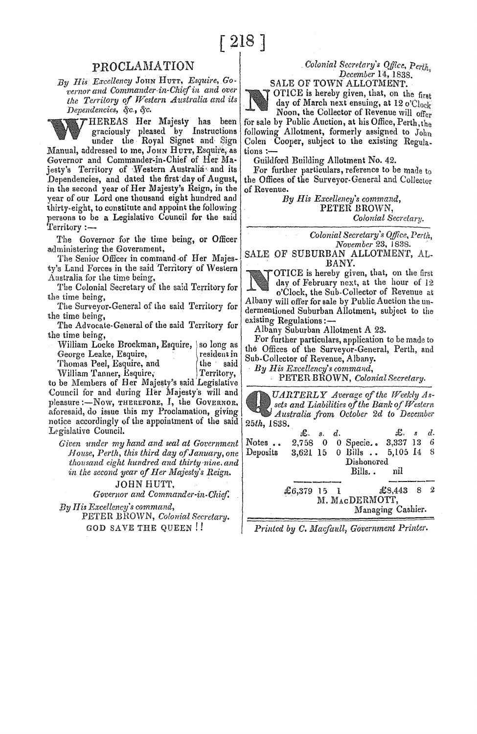# PROCLAMATION

*By His Excellency* JOHN HUTT, *Esquire, Governor and Commander-in-Chief in and over the Territory of Western Australia and its Dependencies, &c., &c.*

WHEREAS Her Majesty has been graciously pleased by Instructions under the Royal Signet and Sign Manual, addressed to me, JOHN HUTT, Esquire, as Governor and Commander-in-Chief of Her Majesty's Territory of Western Australia and its Dependencies, and dated the first day of August, in the second year of Her Majesty's Reign, in the year of our Lord one thousand eight hundred and thirty-eight, to constitute and appoint the following persons to be a Legislative Council for the said Territory :—

The Governor for the time being, or Officer administering the Government,

The Senior Officer in command of Her Majesty's Land Forces in the said Territory of Western Australia for the time being,

The Colonial Secretary of the said Territory for the time being,

The Surveyor-General of the said Territory for the time being,

The Advocate-General of the said Territory for the time being,

William Locke Brockman, Esquire, George Leake, Esquire, Thomas Peel, Esquire, and William Tanner, Esquire, so long as resident in the said Territory,

to be Members of Her Majesty's said Legislative Council for and during Her Majesty's will and pleasure :—Now, THEREFORE, I, the GOVERNOR, aforesaid, do issue this my Proclamation, giving notice accordingly of the appointment of the said Legislative Council.

*Given under my hand and seal at Government House, Perth, this third day of January, one thousand eight hundred and thirty-nine, and in the second year of Her Majesty's Reign.*

JOHN HUTT,
*Governor and Commander-in-Chief.*

*By His Excellency's command,*
PETER BROWN, *Colonial Secretary.*

GOD SAVE THE QUEEN !!

---

*Colonial Secretary's Office, Perth, December 14, 1838.*

## SALE OF TOWN ALLOTMENT.

NOTICE is hereby given, that, on the first day of March next ensuing, at 12 o'Clock Noon, the Collector of Revenue will offer for sale by Public Auction, at his Office, Perth, the following Allotment, formerly assigned to John Colen Cooper, subject to the existing Regulations :—

Guildford Building Allotment No. 42.

For further particulars, reference to be made to the Offices of the Surveyor-General and Collector of Revenue.

*By His Excellency's command,*
PETER BROWN,
*Colonial Secretary.*

---

*Colonial Secretary's Office, Perth, November 23, 1838.*

## SALE OF SUBURBAN ALLOTMENT, ALBANY.

NOTICE is hereby given, that, on the first day of February next, at the hour of 12 o'Clock, the Sub-Collector of Revenue at Albany will offer for sale by Public Auction the undermentioned Suburban Allotment, subject to the existing Regulations :—

Albany Suburban Allotment A 23.

For further particulars, application to be made to the Offices of the Surveyor-General, Perth, and Sub-Collector of Revenue, Albany.

*By His Excellency's command,*
PETER BROWN, *Colonial Secretary.*

---

QUARTERLY *Average of the Weekly Assets and Liabilities of the Bank of Western Australia from October 2d to December 25th,* 1838.

| | £. s. d. | | £. s. d. |
|---|---|---|---|
| Notes .. | 2,758 0 0 | Specie.. | 3,337 13 6 |
| Deposits | 3,621 15 0 | Bills .. | 5,105 14 8 |
| | | Dishonored Bills.. | nil |
| | £6,379 15 1 | | £8,443 8 2 |

M. MACDERMOTT,
Managing Cashier.

---

*Printed by C. Macfaull, Government Printer.*